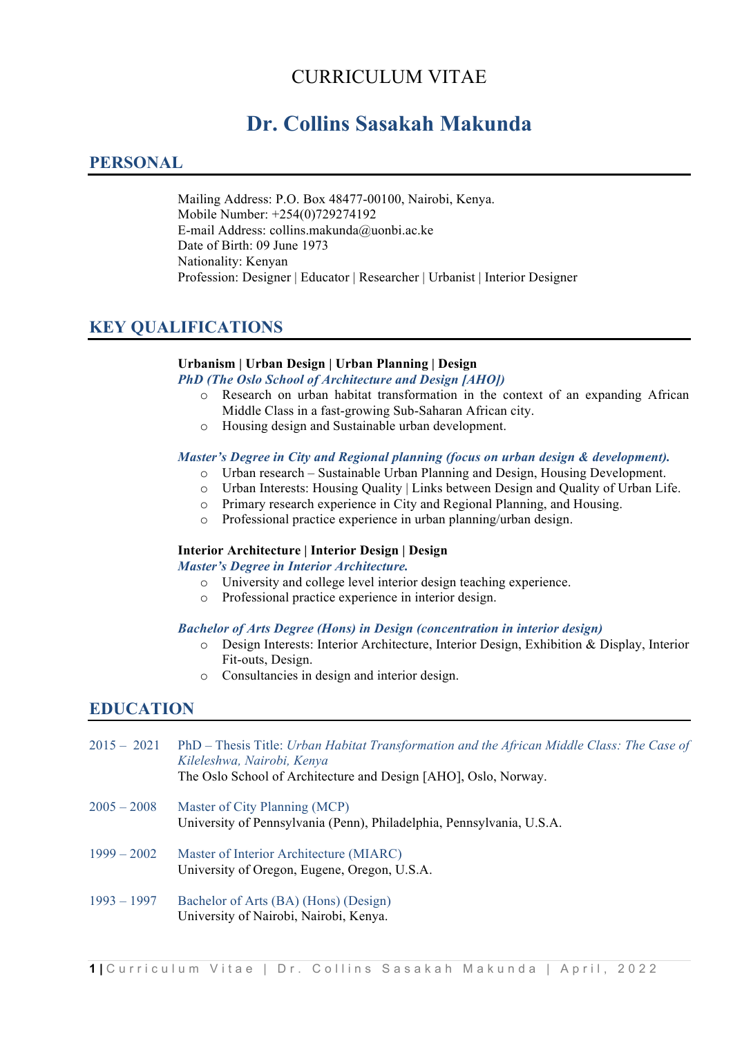CURRICULUM VITAE

# Dr. Collins Sasakah Makunda

## PERSONAL

Mailing Address: P.O. Box 48477-00100, Nairobi, Kenya.
Mobile Number: +254(0)729274192
E-mail Address: collins.makunda@uonbi.ac.ke
Date of Birth: 09 June 1973
Nationality: Kenyan
Profession: Designer | Educator | Researcher | Urbanist | Interior Designer

## KEY QUALIFICATIONS

**Urbanism | Urban Design | Urban Planning | Design**

***PhD (The Oslo School of Architecture and Design [AHO])***

- Research on urban habitat transformation in the context of an expanding African Middle Class in a fast-growing Sub-Saharan African city.
- Housing design and Sustainable urban development.

***Master's Degree in City and Regional planning (focus on urban design & development).***

- Urban research – Sustainable Urban Planning and Design, Housing Development.
- Urban Interests: Housing Quality | Links between Design and Quality of Urban Life.
- Primary research experience in City and Regional Planning, and Housing.
- Professional practice experience in urban planning/urban design.

**Interior Architecture | Interior Design | Design**

***Master's Degree in Interior Architecture.***

- University and college level interior design teaching experience.
- Professional practice experience in interior design.

***Bachelor of Arts Degree (Hons) in Design (concentration in interior design)***

- Design Interests: Interior Architecture, Interior Design, Exhibition & Display, Interior Fit-outs, Design.
- Consultancies in design and interior design.

## EDUCATION

2015 – 2021 PhD – Thesis Title: *Urban Habitat Transformation and the African Middle Class: The Case of Kileleshwa, Nairobi, Kenya*
The Oslo School of Architecture and Design [AHO], Oslo, Norway.

2005 – 2008 Master of City Planning (MCP)
University of Pennsylvania (Penn), Philadelphia, Pennsylvania, U.S.A.

1999 – 2002 Master of Interior Architecture (MIARC)
University of Oregon, Eugene, Oregon, U.S.A.

1993 – 1997 Bachelor of Arts (BA) (Hons) (Design)
University of Nairobi, Nairobi, Kenya.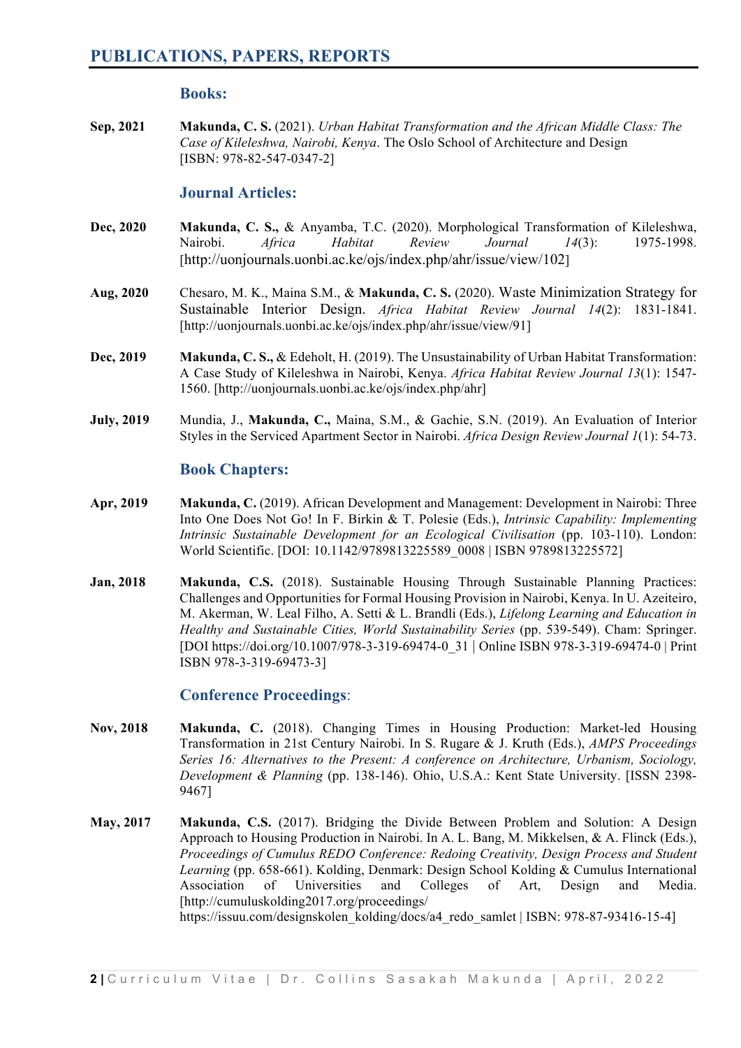## PUBLICATIONS, PAPERS, REPORTS

### Books:

**Sep, 2021** — **Makunda, C. S.** (2021). *Urban Habitat Transformation and the African Middle Class: The Case of Kileleshwa, Nairobi, Kenya*. The Oslo School of Architecture and Design [ISBN: 978-82-547-0347-2]

### Journal Articles:

**Dec, 2020** — **Makunda, C. S.,** & Anyamba, T.C. (2020). Morphological Transformation of Kileleshwa, Nairobi. *Africa Habitat Review Journal 14*(3): 1975-1998. [http://uonjournals.uonbi.ac.ke/ojs/index.php/ahr/issue/view/102]

**Aug, 2020** — Chesaro, M. K., Maina S.M., & **Makunda, C. S.** (2020). Waste Minimization Strategy for Sustainable Interior Design. *Africa Habitat Review Journal 14*(2): 1831-1841. [http://uonjournals.uonbi.ac.ke/ojs/index.php/ahr/issue/view/91]

**Dec, 2019** — **Makunda, C. S.,** & Edeholt, H. (2019). The Unsustainability of Urban Habitat Transformation: A Case Study of Kileleshwa in Nairobi, Kenya. *Africa Habitat Review Journal 13*(1): 1547-1560. [http://uonjournals.uonbi.ac.ke/ojs/index.php/ahr]

**July, 2019** — Mundia, J., **Makunda, C.,** Maina, S.M., & Gachie, S.N. (2019). An Evaluation of Interior Styles in the Serviced Apartment Sector in Nairobi. *Africa Design Review Journal 1*(1): 54-73.

### Book Chapters:

**Apr, 2019** — **Makunda, C.** (2019). African Development and Management: Development in Nairobi: Three Into One Does Not Go! In F. Birkin & T. Polesie (Eds.), *Intrinsic Capability: Implementing Intrinsic Sustainable Development for an Ecological Civilisation* (pp. 103-110). London: World Scientific. [DOI: 10.1142/9789813225589_0008 | ISBN 9789813225572]

**Jan, 2018** — **Makunda, C.S.** (2018). Sustainable Housing Through Sustainable Planning Practices: Challenges and Opportunities for Formal Housing Provision in Nairobi, Kenya. In U. Azeiteiro, M. Akerman, W. Leal Filho, A. Setti & L. Brandli (Eds.), *Lifelong Learning and Education in Healthy and Sustainable Cities, World Sustainability Series* (pp. 539-549). Cham: Springer. [DOI https://doi.org/10.1007/978-3-319-69474-0_31 | Online ISBN 978-3-319-69474-0 | Print ISBN 978-3-319-69473-3]

### Conference Proceedings:

**Nov, 2018** — **Makunda, C.** (2018). Changing Times in Housing Production: Market-led Housing Transformation in 21st Century Nairobi. In S. Rugare & J. Kruth (Eds.), *AMPS Proceedings Series 16: Alternatives to the Present: A conference on Architecture, Urbanism, Sociology, Development & Planning* (pp. 138-146). Ohio, U.S.A.: Kent State University. [ISSN 2398-9467]

**May, 2017** — **Makunda, C.S.** (2017). Bridging the Divide Between Problem and Solution: A Design Approach to Housing Production in Nairobi. In A. L. Bang, M. Mikkelsen, & A. Flinck (Eds.), *Proceedings of Cumulus REDO Conference: Redoing Creativity, Design Process and Student Learning* (pp. 658-661). Kolding, Denmark: Design School Kolding & Cumulus International Association of Universities and Colleges of Art, Design and Media. [http://cumuluskolding2017.org/proceedings/ https://issuu.com/designskolen_kolding/docs/a4_redo_samlet | ISBN: 978-87-93416-15-4]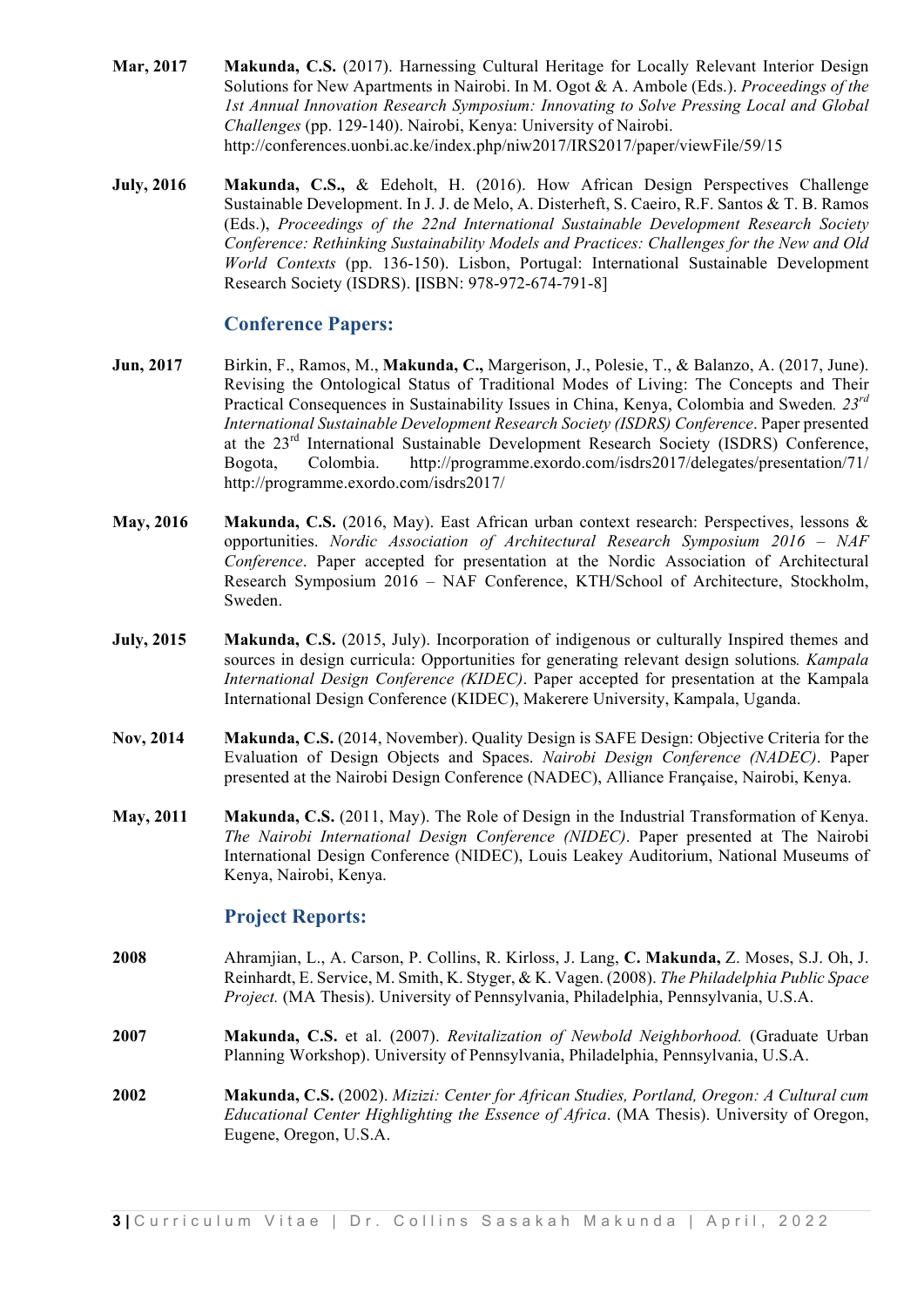**Mar, 2017** **Makunda, C.S.** (2017). Harnessing Cultural Heritage for Locally Relevant Interior Design Solutions for New Apartments in Nairobi. In M. Ogot & A. Ambole (Eds.). *Proceedings of the 1st Annual Innovation Research Symposium: Innovating to Solve Pressing Local and Global Challenges* (pp. 129-140). Nairobi, Kenya: University of Nairobi. http://conferences.uonbi.ac.ke/index.php/niw2017/IRS2017/paper/viewFile/59/15

**July, 2016** **Makunda, C.S.,** & Edeholt, H. (2016). How African Design Perspectives Challenge Sustainable Development. In J. J. de Melo, A. Disterheft, S. Caeiro, R.F. Santos & T. B. Ramos (Eds.), *Proceedings of the 22nd International Sustainable Development Research Society Conference: Rethinking Sustainability Models and Practices: Challenges for the New and Old World Contexts* (pp. 136-150). Lisbon, Portugal: International Sustainable Development Research Society (ISDRS). **[**ISBN: 978-972-674-791-8]

## Conference Papers:

**Jun, 2017** Birkin, F., Ramos, M., **Makunda, C.,** Margerison, J., Polesie, T., & Balanzo, A. (2017, June). Revising the Ontological Status of Traditional Modes of Living: The Concepts and Their Practical Consequences in Sustainability Issues in China, Kenya, Colombia and Sweden*. 23rd International Sustainable Development Research Society (ISDRS) Conference*. Paper presented at the 23rd International Sustainable Development Research Society (ISDRS) Conference, Bogota, Colombia. http://programme.exordo.com/isdrs2017/delegates/presentation/71/ http://programme.exordo.com/isdrs2017/

**May, 2016** **Makunda, C.S.** (2016, May). East African urban context research: Perspectives, lessons & opportunities. *Nordic Association of Architectural Research Symposium 2016 – NAF Conference*. Paper accepted for presentation at the Nordic Association of Architectural Research Symposium 2016 – NAF Conference, KTH/School of Architecture, Stockholm, Sweden.

**July, 2015** **Makunda, C.S.** (2015, July). Incorporation of indigenous or culturally Inspired themes and sources in design curricula: Opportunities for generating relevant design solutions*. Kampala International Design Conference (KIDEC)*. Paper accepted for presentation at the Kampala International Design Conference (KIDEC), Makerere University, Kampala, Uganda.

**Nov, 2014** **Makunda, C.S.** (2014, November). Quality Design is SAFE Design: Objective Criteria for the Evaluation of Design Objects and Spaces. *Nairobi Design Conference (NADEC)*. Paper presented at the Nairobi Design Conference (NADEC), Alliance Française, Nairobi, Kenya.

**May, 2011** **Makunda, C.S.** (2011, May). The Role of Design in the Industrial Transformation of Kenya. *The Nairobi International Design Conference (NIDEC)*. Paper presented at The Nairobi International Design Conference (NIDEC), Louis Leakey Auditorium, National Museums of Kenya, Nairobi, Kenya.

## Project Reports:

**2008** Ahramjian, L., A. Carson, P. Collins, R. Kirloss, J. Lang, **C. Makunda,** Z. Moses, S.J. Oh, J. Reinhardt, E. Service, M. Smith, K. Styger, & K. Vagen. (2008). *The Philadelphia Public Space Project.* (MA Thesis). University of Pennsylvania, Philadelphia, Pennsylvania, U.S.A.

**2007** **Makunda, C.S.** et al. (2007). *Revitalization of Newbold Neighborhood.* (Graduate Urban Planning Workshop). University of Pennsylvania, Philadelphia, Pennsylvania, U.S.A.

**2002** **Makunda, C.S.** (2002). *Mizizi: Center for African Studies, Portland, Oregon: A Cultural cum Educational Center Highlighting the Essence of Africa*. (MA Thesis). University of Oregon, Eugene, Oregon, U.S.A.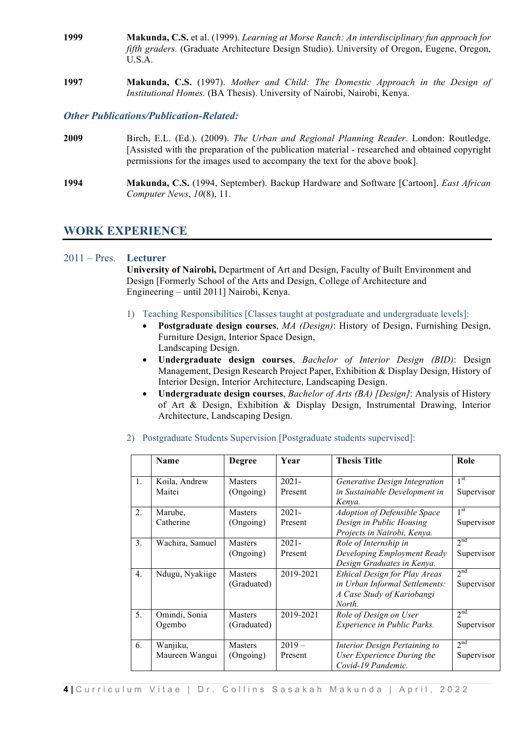**1999** **Makunda, C.S.** et al. (1999). *Learning at Morse Ranch: An interdisciplinary fun approach for fifth graders.* (Graduate Architecture Design Studio). University of Oregon, Eugene, Oregon, U.S.A.

**1997** **Makunda, C.S.** (1997). *Mother and Child: The Domestic Approach in the Design of Institutional Homes.* (BA Thesis). University of Nairobi, Nairobi, Kenya.

### *Other Publications/Publication-Related:*

**2009** Birch, E.L. (Ed.). (2009). *The Urban and Regional Planning Reader*. London: Routledge. [Assisted with the preparation of the publication material - researched and obtained copyright permissions for the images used to accompany the text for the above book].

**1994** **Makunda, C.S.** (1994, September). Backup Hardware and Software [Cartoon]. *East African Computer News*, *10*(8), 11.

## WORK EXPERIENCE

2011 – Pres. **Lecturer**
**University of Nairobi,** Department of Art and Design, Faculty of Built Environment and Design [Formerly School of the Arts and Design, College of Architecture and Engineering – until 2011] Nairobi, Kenya.

1) Teaching Responsibilities [Classes taught at postgraduate and undergraduate levels]:
   - **Postgraduate design courses**, *MA (Design)*: History of Design, Furnishing Design, Furniture Design, Interior Space Design, Landscaping Design.
   - **Undergraduate design courses**, *Bachelor of Interior Design (BID)*: Design Management, Design Research Project Paper, Exhibition & Display Design, History of Interior Design, Interior Architecture, Landscaping Design.
   - **Undergraduate design courses**, *Bachelor of Arts (BA) [Design]*: Analysis of History of Art & Design, Exhibition & Display Design, Instrumental Drawing, Interior Architecture, Landscaping Design.

2) Postgraduate Students Supervision [Postgraduate students supervised]:

| | Name | Degree | Year | Thesis Title | Role |
|---|---|---|---|---|---|
| 1. | Koila, Andrew Maitei | Masters (Ongoing) | 2021-Present | *Generative Design Integration in Sustainable Development in Kenya.* | 1st Supervisor |
| 2. | Marube, Catherine | Masters (Ongoing) | 2021-Present | *Adoption of Defensible Space Design in Public Housing Projects in Nairobi, Kenya.* | 1st Supervisor |
| 3. | Wachira, Samuel | Masters (Ongoing) | 2021-Present | *Role of Internship in Developing Employment Ready Design Graduates in Kenya.* | 2nd Supervisor |
| 4. | Ndugu, Nyakiige | Masters (Graduated) | 2019-2021 | *Ethical Design for Play Areas in Urban Informal Settlements: A Case Study of Kariobangi North.* | 2nd Supervisor |
| 5. | Omindi, Sonia Ogembo | Masters (Graduated) | 2019-2021 | *Role of Design on User Experience in Public Parks.* | 2nd Supervisor |
| 6. | Wanjiku, Maureen Wangui | Masters (Ongoing) | 2019 – Present | *Interior Design Pertaining to User Experience During the Covid-19 Pandemic.* | 2nd Supervisor |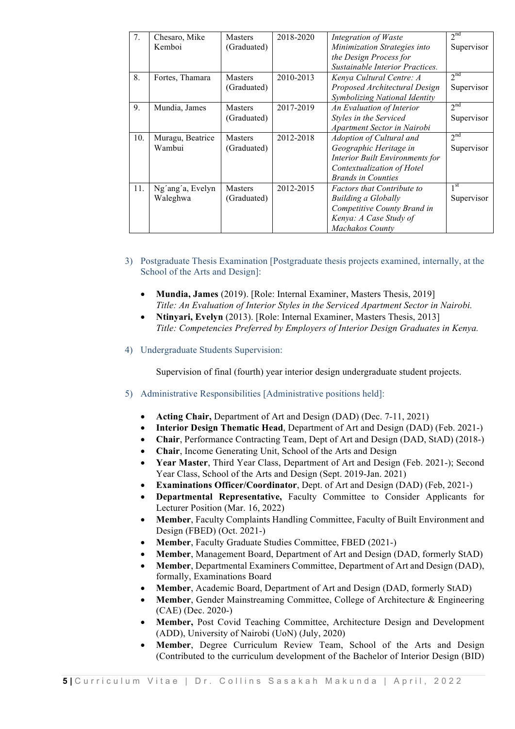| 7. | Chesaro, Mike Kemboi | Masters (Graduated) | 2018-2020 | *Integration of Waste Minimization Strategies into the Design Process for Sustainable Interior Practices.* | 2nd Supervisor |
|---|---|---|---|---|---|
| 8. | Fortes, Thamara | Masters (Graduated) | 2010-2013 | *Kenya Cultural Centre: A Proposed Architectural Design Symbolizing National Identity* | 2nd Supervisor |
| 9. | Mundia, James | Masters (Graduated) | 2017-2019 | *An Evaluation of Interior Styles in the Serviced Apartment Sector in Nairobi* | 2nd Supervisor |
| 10. | Muragu, Beatrice Wambui | Masters (Graduated) | 2012-2018 | *Adoption of Cultural and Geographic Heritage in Interior Built Environments for Contextualization of Hotel Brands in Counties* | 2nd Supervisor |
| 11. | Ng´ang´a, Evelyn Waleghwa | Masters (Graduated) | 2012-2015 | *Factors that Contribute to Building a Globally Competitive County Brand in Kenya: A Case Study of Machakos County* | 1st Supervisor |

3) Postgraduate Thesis Examination [Postgraduate thesis projects examined, internally, at the School of the Arts and Design]:

- **Mundia, James** (2019). [Role: Internal Examiner, Masters Thesis, 2019]
  *Title: An Evaluation of Interior Styles in the Serviced Apartment Sector in Nairobi.*
- **Ntinyari, Evelyn** (2013). [Role: Internal Examiner, Masters Thesis, 2013]
  *Title: Competencies Preferred by Employers of Interior Design Graduates in Kenya.*

4) Undergraduate Students Supervision:

Supervision of final (fourth) year interior design undergraduate student projects.

5) Administrative Responsibilities [Administrative positions held]:

- **Acting Chair,** Department of Art and Design (DAD) (Dec. 7-11, 2021)
- **Interior Design Thematic Head**, Department of Art and Design (DAD) (Feb. 2021-)
- **Chair**, Performance Contracting Team, Dept of Art and Design (DAD, StAD) (2018-)
- **Chair**, Income Generating Unit, School of the Arts and Design
- **Year Master**, Third Year Class, Department of Art and Design (Feb. 2021-); Second Year Class, School of the Arts and Design (Sept. 2019-Jan. 2021)
- **Examinations Officer/Coordinator**, Dept. of Art and Design (DAD) (Feb, 2021-)
- **Departmental Representative,** Faculty Committee to Consider Applicants for Lecturer Position (Mar. 16, 2022)
- **Member**, Faculty Complaints Handling Committee, Faculty of Built Environment and Design (FBED) (Oct. 2021-)
- **Member**, Faculty Graduate Studies Committee, FBED (2021-)
- **Member**, Management Board, Department of Art and Design (DAD, formerly StAD)
- **Member**, Departmental Examiners Committee, Department of Art and Design (DAD), formally, Examinations Board
- **Member**, Academic Board, Department of Art and Design (DAD, formerly StAD)
- **Member**, Gender Mainstreaming Committee, College of Architecture & Engineering (CAE) (Dec. 2020-)
- **Member,** Post Covid Teaching Committee, Architecture Design and Development (ADD), University of Nairobi (UoN) (July, 2020)
- **Member**, Degree Curriculum Review Team, School of the Arts and Design (Contributed to the curriculum development of the Bachelor of Interior Design (BID)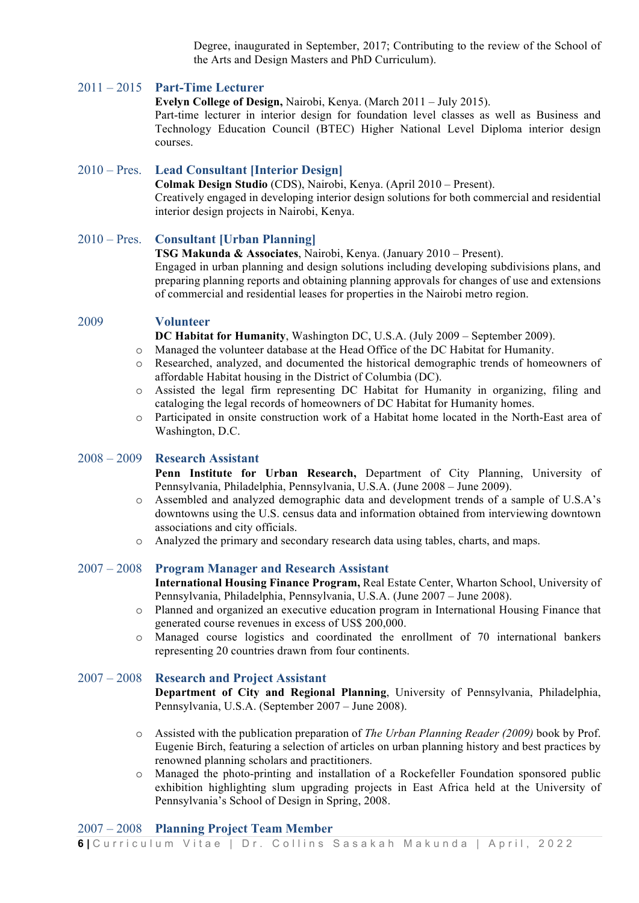Degree, inaugurated in September, 2017; Contributing to the review of the School of the Arts and Design Masters and PhD Curriculum).

2011 – 2015 **Part-Time Lecturer**
**Evelyn College of Design,** Nairobi, Kenya. (March 2011 – July 2015).
Part-time lecturer in interior design for foundation level classes as well as Business and Technology Education Council (BTEC) Higher National Level Diploma interior design courses.

2010 – Pres. **Lead Consultant [Interior Design]**
**Colmak Design Studio** (CDS), Nairobi, Kenya. (April 2010 – Present).
Creatively engaged in developing interior design solutions for both commercial and residential interior design projects in Nairobi, Kenya.

2010 – Pres. **Consultant [Urban Planning]**
**TSG Makunda & Associates**, Nairobi, Kenya. (January 2010 – Present).
Engaged in urban planning and design solutions including developing subdivisions plans, and preparing planning reports and obtaining planning approvals for changes of use and extensions of commercial and residential leases for properties in the Nairobi metro region.

2009 **Volunteer**
**DC Habitat for Humanity**, Washington DC, U.S.A. (July 2009 – September 2009).

- Managed the volunteer database at the Head Office of the DC Habitat for Humanity.
- Researched, analyzed, and documented the historical demographic trends of homeowners of affordable Habitat housing in the District of Columbia (DC).
- Assisted the legal firm representing DC Habitat for Humanity in organizing, filing and cataloging the legal records of homeowners of DC Habitat for Humanity homes.
- Participated in onsite construction work of a Habitat home located in the North-East area of Washington, D.C.

2008 – 2009 **Research Assistant**
**Penn Institute for Urban Research,** Department of City Planning, University of Pennsylvania, Philadelphia, Pennsylvania, U.S.A. (June 2008 – June 2009).

- Assembled and analyzed demographic data and development trends of a sample of U.S.A's downtowns using the U.S. census data and information obtained from interviewing downtown associations and city officials.
- Analyzed the primary and secondary research data using tables, charts, and maps.

2007 – 2008 **Program Manager and Research Assistant**
**International Housing Finance Program,** Real Estate Center, Wharton School, University of Pennsylvania, Philadelphia, Pennsylvania, U.S.A. (June 2007 – June 2008).

- Planned and organized an executive education program in International Housing Finance that generated course revenues in excess of US$ 200,000.
- Managed course logistics and coordinated the enrollment of 70 international bankers representing 20 countries drawn from four continents.

2007 – 2008 **Research and Project Assistant**
**Department of City and Regional Planning**, University of Pennsylvania, Philadelphia, Pennsylvania, U.S.A. (September 2007 – June 2008).

- Assisted with the publication preparation of *The Urban Planning Reader (2009)* book by Prof. Eugenie Birch, featuring a selection of articles on urban planning history and best practices by renowned planning scholars and practitioners.
- Managed the photo-printing and installation of a Rockefeller Foundation sponsored public exhibition highlighting slum upgrading projects in East Africa held at the University of Pennsylvania's School of Design in Spring, 2008.

2007 – 2008 **Planning Project Team Member**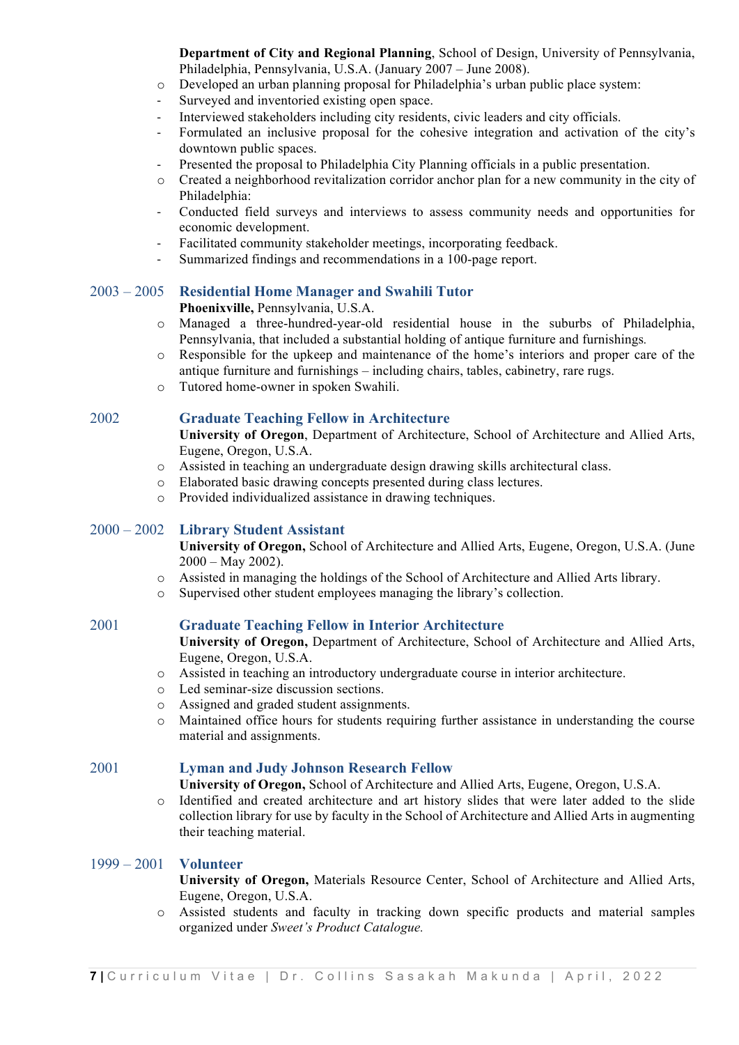**Department of City and Regional Planning**, School of Design, University of Pennsylvania, Philadelphia, Pennsylvania, U.S.A. (January 2007 – June 2008).

- Developed an urban planning proposal for Philadelphia's urban public place system:
  - Surveyed and inventoried existing open space.
  - Interviewed stakeholders including city residents, civic leaders and city officials.
  - Formulated an inclusive proposal for the cohesive integration and activation of the city's downtown public spaces.
  - Presented the proposal to Philadelphia City Planning officials in a public presentation.
- Created a neighborhood revitalization corridor anchor plan for a new community in the city of Philadelphia:
  - Conducted field surveys and interviews to assess community needs and opportunities for economic development.
  - Facilitated community stakeholder meetings, incorporating feedback.
  - Summarized findings and recommendations in a 100-page report.

### 2003 – 2005 Residential Home Manager and Swahili Tutor

**Phoenixville,** Pennsylvania, U.S.A.

- Managed a three-hundred-year-old residential house in the suburbs of Philadelphia, Pennsylvania, that included a substantial holding of antique furniture and furnishings.
- Responsible for the upkeep and maintenance of the home's interiors and proper care of the antique furniture and furnishings – including chairs, tables, cabinetry, rare rugs.
- Tutored home-owner in spoken Swahili.

### 2002 Graduate Teaching Fellow in Architecture

**University of Oregon**, Department of Architecture, School of Architecture and Allied Arts, Eugene, Oregon, U.S.A.

- Assisted in teaching an undergraduate design drawing skills architectural class.
- Elaborated basic drawing concepts presented during class lectures.
- Provided individualized assistance in drawing techniques.

### 2000 – 2002 Library Student Assistant

**University of Oregon,** School of Architecture and Allied Arts, Eugene, Oregon, U.S.A. (June 2000 – May 2002).

- Assisted in managing the holdings of the School of Architecture and Allied Arts library.
- Supervised other student employees managing the library's collection.

### 2001 Graduate Teaching Fellow in Interior Architecture

**University of Oregon,** Department of Architecture, School of Architecture and Allied Arts, Eugene, Oregon, U.S.A.

- Assisted in teaching an introductory undergraduate course in interior architecture.
- Led seminar-size discussion sections.
- Assigned and graded student assignments.
- Maintained office hours for students requiring further assistance in understanding the course material and assignments.

### 2001 Lyman and Judy Johnson Research Fellow

**University of Oregon,** School of Architecture and Allied Arts, Eugene, Oregon, U.S.A.

- Identified and created architecture and art history slides that were later added to the slide collection library for use by faculty in the School of Architecture and Allied Arts in augmenting their teaching material.

### 1999 – 2001 Volunteer

**University of Oregon,** Materials Resource Center, School of Architecture and Allied Arts, Eugene, Oregon, U.S.A.

- Assisted students and faculty in tracking down specific products and material samples organized under *Sweet's Product Catalogue.*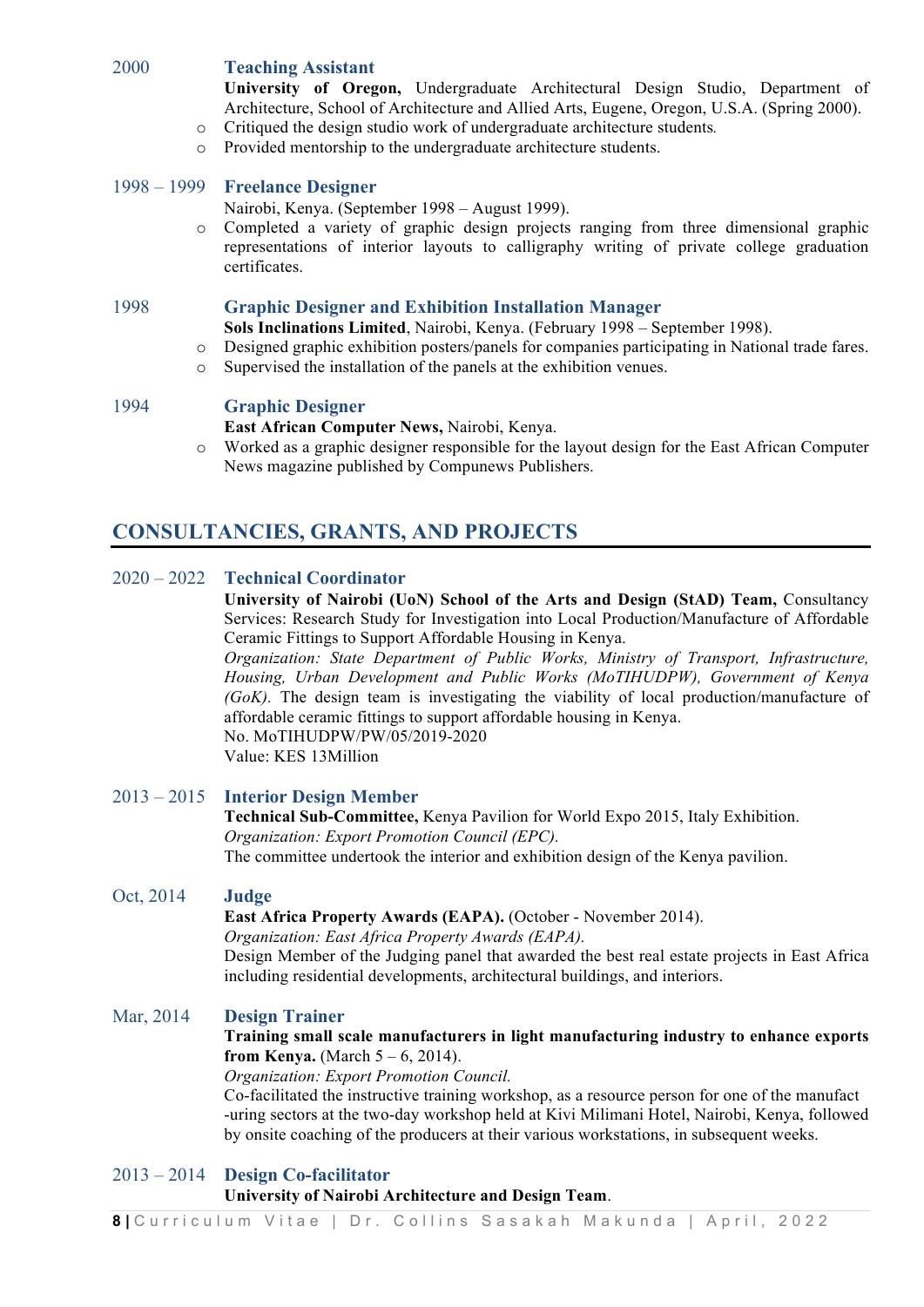**2000** **Teaching Assistant**
**University of Oregon,** Undergraduate Architectural Design Studio, Department of Architecture, School of Architecture and Allied Arts, Eugene, Oregon, U.S.A. (Spring 2000).

- Critiqued the design studio work of undergraduate architecture students.
- Provided mentorship to the undergraduate architecture students.

**1998 – 1999** **Freelance Designer**
Nairobi, Kenya. (September 1998 – August 1999).

- Completed a variety of graphic design projects ranging from three dimensional graphic representations of interior layouts to calligraphy writing of private college graduation certificates.

**1998** **Graphic Designer and Exhibition Installation Manager**
**Sols Inclinations Limited**, Nairobi, Kenya. (February 1998 – September 1998).

- Designed graphic exhibition posters/panels for companies participating in National trade fares.
- Supervised the installation of the panels at the exhibition venues.

**1994** **Graphic Designer**
**East African Computer News,** Nairobi, Kenya.

- Worked as a graphic designer responsible for the layout design for the East African Computer News magazine published by Compunews Publishers.

## CONSULTANCIES, GRANTS, AND PROJECTS

**2020 – 2022** **Technical Coordinator**
**University of Nairobi (UoN) School of the Arts and Design (StAD) Team,** Consultancy Services: Research Study for Investigation into Local Production/Manufacture of Affordable Ceramic Fittings to Support Affordable Housing in Kenya.
*Organization: State Department of Public Works, Ministry of Transport, Infrastructure, Housing, Urban Development and Public Works (MoTIHUDPW), Government of Kenya (GoK).* The design team is investigating the viability of local production/manufacture of affordable ceramic fittings to support affordable housing in Kenya.
No. MoTIHUDPW/PW/05/2019-2020
Value: KES 13Million

**2013 – 2015** **Interior Design Member**
**Technical Sub-Committee,** Kenya Pavilion for World Expo 2015, Italy Exhibition.
*Organization: Export Promotion Council (EPC).*
The committee undertook the interior and exhibition design of the Kenya pavilion.

**Oct, 2014** **Judge**
**East Africa Property Awards (EAPA).** (October - November 2014).
*Organization: East Africa Property Awards (EAPA).*
Design Member of the Judging panel that awarded the best real estate projects in East Africa including residential developments, architectural buildings, and interiors.

**Mar, 2014** **Design Trainer**
**Training small scale manufacturers in light manufacturing industry to enhance exports from Kenya.** (March 5 – 6, 2014).
*Organization: Export Promotion Council.*
Co-facilitated the instructive training workshop, as a resource person for one of the manufact-uring sectors at the two-day workshop held at Kivi Milimani Hotel, Nairobi, Kenya, followed by onsite coaching of the producers at their various workstations, in subsequent weeks.

**2013 – 2014** **Design Co-facilitator**
**University of Nairobi Architecture and Design Team**.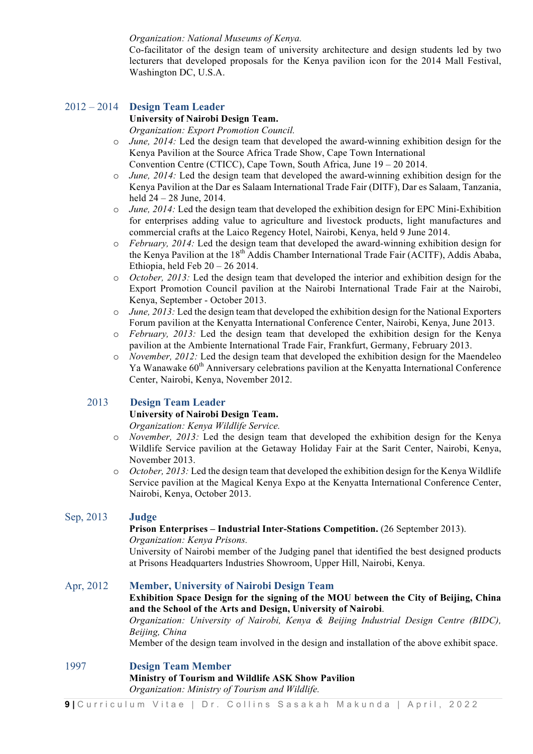*Organization: National Museums of Kenya.*
Co-facilitator of the design team of university architecture and design students led by two lecturers that developed proposals for the Kenya pavilion icon for the 2014 Mall Festival, Washington DC, U.S.A.

2012 – 2014 **Design Team Leader**
**University of Nairobi Design Team.**
*Organization: Export Promotion Council.*

- *June, 2014:* Led the design team that developed the award-winning exhibition design for the Kenya Pavilion at the Source Africa Trade Show, Cape Town International Convention Centre (CTICC), Cape Town, South Africa, June 19 – 20 2014.
- *June, 2014:* Led the design team that developed the award-winning exhibition design for the Kenya Pavilion at the Dar es Salaam International Trade Fair (DITF), Dar es Salaam, Tanzania, held 24 – 28 June, 2014.
- *June, 2014:* Led the design team that developed the exhibition design for EPC Mini-Exhibition for enterprises adding value to agriculture and livestock products, light manufactures and commercial crafts at the Laico Regency Hotel, Nairobi, Kenya, held 9 June 2014.
- *February, 2014:* Led the design team that developed the award-winning exhibition design for the Kenya Pavilion at the 18th Addis Chamber International Trade Fair (ACITF), Addis Ababa, Ethiopia, held Feb 20 – 26 2014.
- *October, 2013:* Led the design team that developed the interior and exhibition design for the Export Promotion Council pavilion at the Nairobi International Trade Fair at the Nairobi, Kenya, September - October 2013.
- *June, 2013:* Led the design team that developed the exhibition design for the National Exporters Forum pavilion at the Kenyatta International Conference Center, Nairobi, Kenya, June 2013.
- *February, 2013:* Led the design team that developed the exhibition design for the Kenya pavilion at the Ambiente International Trade Fair, Frankfurt, Germany, February 2013.
- *November, 2012:* Led the design team that developed the exhibition design for the Maendeleo Ya Wanawake 60th Anniversary celebrations pavilion at the Kenyatta International Conference Center, Nairobi, Kenya, November 2012.

2013 **Design Team Leader**
**University of Nairobi Design Team.**
*Organization: Kenya Wildlife Service.*

- *November, 2013:* Led the design team that developed the exhibition design for the Kenya Wildlife Service pavilion at the Getaway Holiday Fair at the Sarit Center, Nairobi, Kenya, November 2013.
- *October, 2013:* Led the design team that developed the exhibition design for the Kenya Wildlife Service pavilion at the Magical Kenya Expo at the Kenyatta International Conference Center, Nairobi, Kenya, October 2013.

Sep, 2013 **Judge**
**Prison Enterprises – Industrial Inter-Stations Competition.** (26 September 2013).
*Organization: Kenya Prisons.*
University of Nairobi member of the Judging panel that identified the best designed products at Prisons Headquarters Industries Showroom, Upper Hill, Nairobi, Kenya.

Apr, 2012 **Member, University of Nairobi Design Team**
**Exhibition Space Design for the signing of the MOU between the City of Beijing, China and the School of the Arts and Design, University of Nairobi**.
*Organization: University of Nairobi, Kenya & Beijing Industrial Design Centre (BIDC), Beijing, China*
Member of the design team involved in the design and installation of the above exhibit space.

1997 **Design Team Member**
**Ministry of Tourism and Wildlife ASK Show Pavilion**
*Organization: Ministry of Tourism and Wildlife.*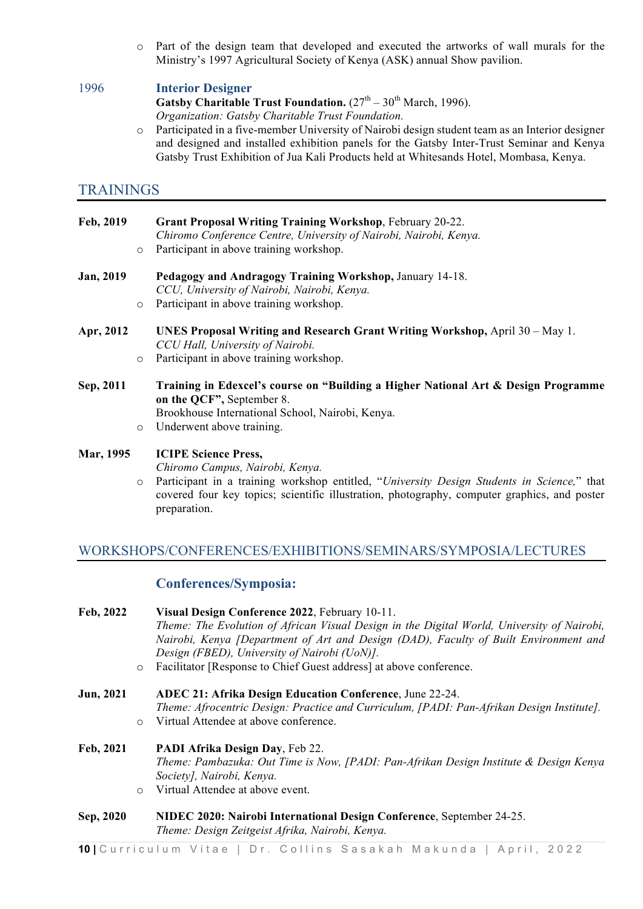- Part of the design team that developed and executed the artworks of wall murals for the Ministry's 1997 Agricultural Society of Kenya (ASK) annual Show pavilion.

1996 **Interior Designer**
**Gatsby Charitable Trust Foundation.** (27th – 30th March, 1996).
*Organization: Gatsby Charitable Trust Foundation.*

- Participated in a five-member University of Nairobi design student team as an Interior designer and designed and installed exhibition panels for the Gatsby Inter-Trust Seminar and Kenya Gatsby Trust Exhibition of Jua Kali Products held at Whitesands Hotel, Mombasa, Kenya.

## TRAININGS

**Feb, 2019** **Grant Proposal Writing Training Workshop**, February 20-22.
*Chiromo Conference Centre, University of Nairobi, Nairobi, Kenya.*

- Participant in above training workshop.

**Jan, 2019** **Pedagogy and Andragogy Training Workshop,** January 14-18.
*CCU, University of Nairobi, Nairobi, Kenya.*

- Participant in above training workshop.

**Apr, 2012** **UNES Proposal Writing and Research Grant Writing Workshop,** April 30 – May 1.
*CCU Hall, University of Nairobi.*

- Participant in above training workshop.

**Sep, 2011** **Training in Edexcel's course on "Building a Higher National Art & Design Programme on the QCF",** September 8.
Brookhouse International School, Nairobi, Kenya.

- Underwent above training.

**Mar, 1995** **ICIPE Science Press,**
*Chiromo Campus, Nairobi, Kenya.*

- Participant in a training workshop entitled, "*University Design Students in Science,*" that covered four key topics; scientific illustration, photography, computer graphics, and poster preparation.

## WORKSHOPS/CONFERENCES/EXHIBITIONS/SEMINARS/SYMPOSIA/LECTURES

### Conferences/Symposia:

**Feb, 2022** **Visual Design Conference 2022**, February 10-11.
*Theme: The Evolution of African Visual Design in the Digital World, University of Nairobi, Nairobi, Kenya [Department of Art and Design (DAD), Faculty of Built Environment and Design (FBED), University of Nairobi (UoN)].*

- Facilitator [Response to Chief Guest address] at above conference.

**Jun, 2021** **ADEC 21: Afrika Design Education Conference**, June 22-24.
*Theme: Afrocentric Design: Practice and Curriculum, [PADI: Pan-Afrikan Design Institute].*

- Virtual Attendee at above conference.

**Feb, 2021** **PADI Afrika Design Day**, Feb 22.
*Theme: Pambazuka: Out Time is Now, [PADI: Pan-Afrikan Design Institute & Design Kenya Society], Nairobi, Kenya.*

- Virtual Attendee at above event.

**Sep, 2020** **NIDEC 2020: Nairobi International Design Conference**, September 24-25.
*Theme: Design Zeitgeist Afrika, Nairobi, Kenya.*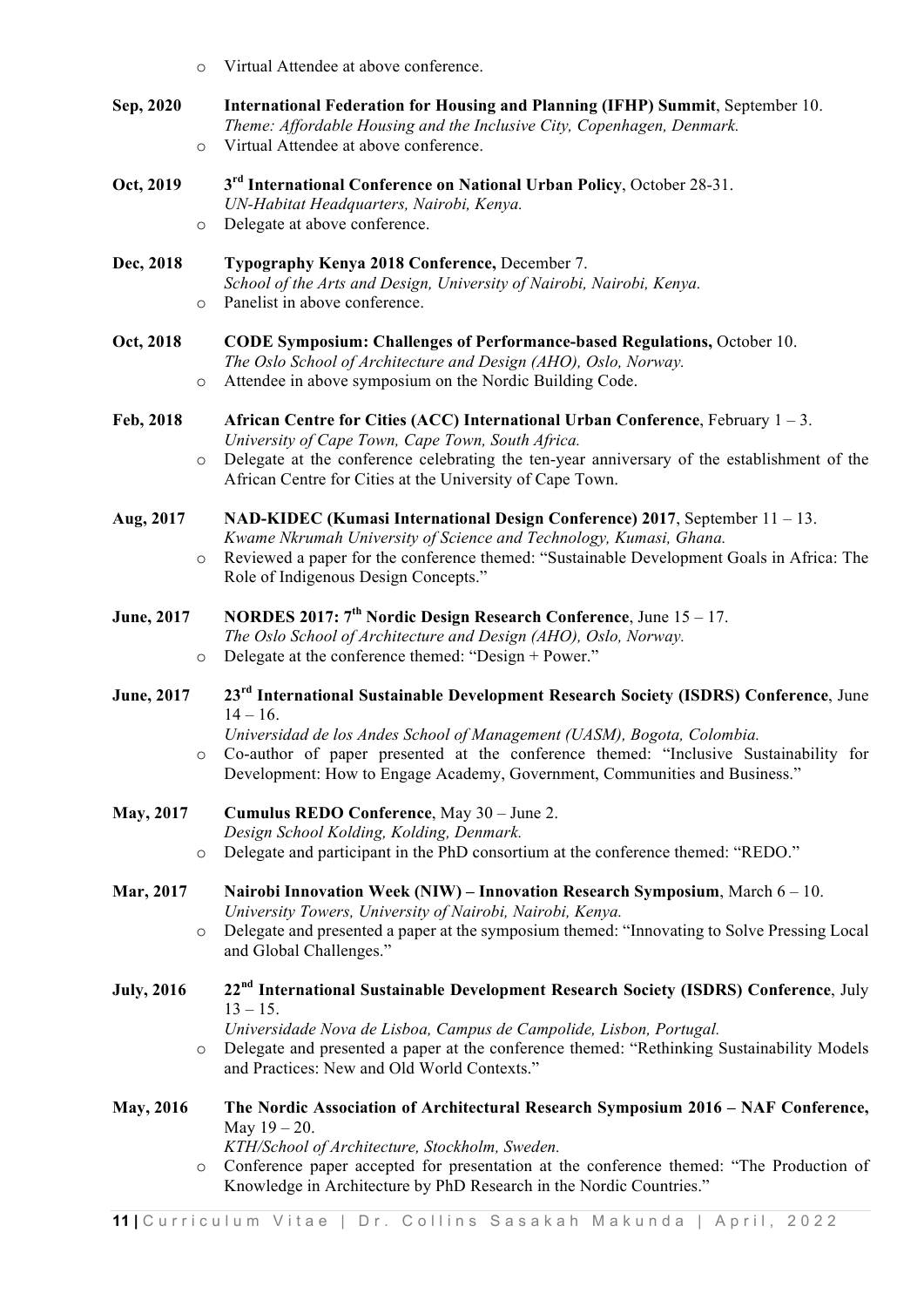- Virtual Attendee at above conference.

**Sep, 2020** **International Federation for Housing and Planning (IFHP) Summit**, September 10.
*Theme: Affordable Housing and the Inclusive City, Copenhagen, Denmark.*
- Virtual Attendee at above conference.

**Oct, 2019** **3rd International Conference on National Urban Policy**, October 28-31.
*UN-Habitat Headquarters, Nairobi, Kenya.*
- Delegate at above conference.

**Dec, 2018** **Typography Kenya 2018 Conference,** December 7.
*School of the Arts and Design, University of Nairobi, Nairobi, Kenya.*
- Panelist in above conference.

**Oct, 2018** **CODE Symposium: Challenges of Performance-based Regulations,** October 10.
*The Oslo School of Architecture and Design (AHO), Oslo, Norway.*
- Attendee in above symposium on the Nordic Building Code.

**Feb, 2018** **African Centre for Cities (ACC) International Urban Conference**, February 1 – 3.
*University of Cape Town, Cape Town, South Africa.*
- Delegate at the conference celebrating the ten-year anniversary of the establishment of the African Centre for Cities at the University of Cape Town.

**Aug, 2017** **NAD-KIDEC (Kumasi International Design Conference) 2017**, September 11 – 13.
*Kwame Nkrumah University of Science and Technology, Kumasi, Ghana.*
- Reviewed a paper for the conference themed: "Sustainable Development Goals in Africa: The Role of Indigenous Design Concepts."

**June, 2017** **NORDES 2017: 7th Nordic Design Research Conference**, June 15 – 17.
*The Oslo School of Architecture and Design (AHO), Oslo, Norway.*
- Delegate at the conference themed: "Design + Power."

**June, 2017** **23rd International Sustainable Development Research Society (ISDRS) Conference**, June 14 – 16.
*Universidad de los Andes School of Management (UASM), Bogota, Colombia.*
- Co-author of paper presented at the conference themed: "Inclusive Sustainability for Development: How to Engage Academy, Government, Communities and Business."

**May, 2017** **Cumulus REDO Conference**, May 30 – June 2.
*Design School Kolding, Kolding, Denmark.*
- Delegate and participant in the PhD consortium at the conference themed: "REDO."

**Mar, 2017** **Nairobi Innovation Week (NIW) – Innovation Research Symposium**, March 6 – 10.
*University Towers, University of Nairobi, Nairobi, Kenya.*
- Delegate and presented a paper at the symposium themed: "Innovating to Solve Pressing Local and Global Challenges."

**July, 2016** **22nd International Sustainable Development Research Society (ISDRS) Conference**, July 13 – 15.
*Universidade Nova de Lisboa, Campus de Campolide, Lisbon, Portugal.*
- Delegate and presented a paper at the conference themed: "Rethinking Sustainability Models and Practices: New and Old World Contexts."

**May, 2016** **The Nordic Association of Architectural Research Symposium 2016 – NAF Conference,** May 19 – 20.
*KTH/School of Architecture, Stockholm, Sweden.*
- Conference paper accepted for presentation at the conference themed: "The Production of Knowledge in Architecture by PhD Research in the Nordic Countries."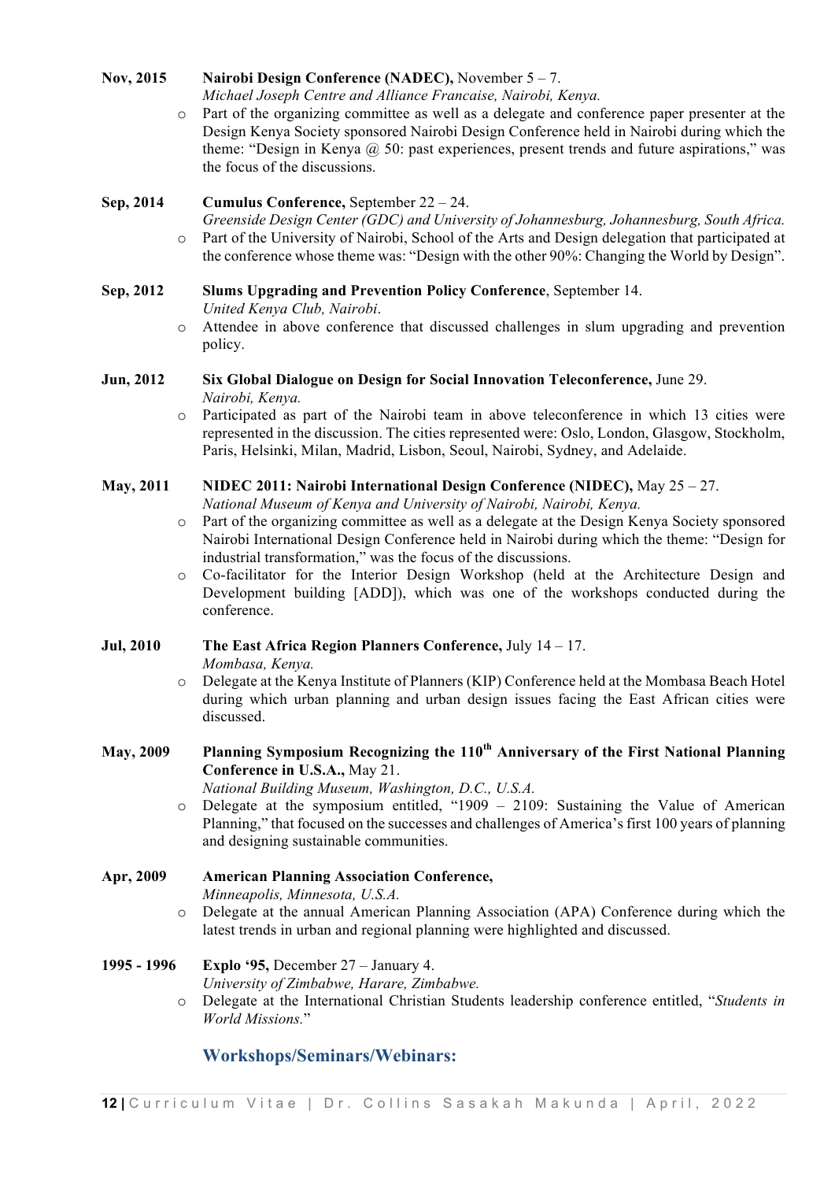**Nov, 2015** **Nairobi Design Conference (NADEC),** November 5 – 7.
*Michael Joseph Centre and Alliance Francaise, Nairobi, Kenya.*

- Part of the organizing committee as well as a delegate and conference paper presenter at the Design Kenya Society sponsored Nairobi Design Conference held in Nairobi during which the theme: "Design in Kenya @ 50: past experiences, present trends and future aspirations," was the focus of the discussions.

**Sep, 2014** **Cumulus Conference,** September 22 – 24.
*Greenside Design Center (GDC) and University of Johannesburg, Johannesburg, South Africa.*

- Part of the University of Nairobi, School of the Arts and Design delegation that participated at the conference whose theme was: "Design with the other 90%: Changing the World by Design".

**Sep, 2012** **Slums Upgrading and Prevention Policy Conference**, September 14.
*United Kenya Club, Nairobi*.

- Attendee in above conference that discussed challenges in slum upgrading and prevention policy.

**Jun, 2012** **Six Global Dialogue on Design for Social Innovation Teleconference,** June 29.
*Nairobi, Kenya.*

- Participated as part of the Nairobi team in above teleconference in which 13 cities were represented in the discussion. The cities represented were: Oslo, London, Glasgow, Stockholm, Paris, Helsinki, Milan, Madrid, Lisbon, Seoul, Nairobi, Sydney, and Adelaide.

**May, 2011** **NIDEC 2011: Nairobi International Design Conference (NIDEC),** May 25 – 27.
*National Museum of Kenya and University of Nairobi, Nairobi, Kenya.*

- Part of the organizing committee as well as a delegate at the Design Kenya Society sponsored Nairobi International Design Conference held in Nairobi during which the theme: "Design for industrial transformation," was the focus of the discussions.
- Co-facilitator for the Interior Design Workshop (held at the Architecture Design and Development building [ADD]), which was one of the workshops conducted during the conference.

**Jul, 2010** **The East Africa Region Planners Conference,** July 14 – 17.
*Mombasa, Kenya.*

- Delegate at the Kenya Institute of Planners (KIP) Conference held at the Mombasa Beach Hotel during which urban planning and urban design issues facing the East African cities were discussed.

**May, 2009** **Planning Symposium Recognizing the 110th Anniversary of the First National Planning Conference in U.S.A.,** May 21.
*National Building Museum, Washington, D.C., U.S.A.*

- Delegate at the symposium entitled, "1909 – 2109: Sustaining the Value of American Planning," that focused on the successes and challenges of America's first 100 years of planning and designing sustainable communities.

**Apr, 2009** **American Planning Association Conference,**
*Minneapolis, Minnesota, U.S.A.*

- Delegate at the annual American Planning Association (APA) Conference during which the latest trends in urban and regional planning were highlighted and discussed.

**1995 - 1996** **Explo '95,** December 27 – January 4.
*University of Zimbabwe, Harare, Zimbabwe.*

- Delegate at the International Christian Students leadership conference entitled, "*Students in World Missions.*"

## Workshops/Seminars/Webinars: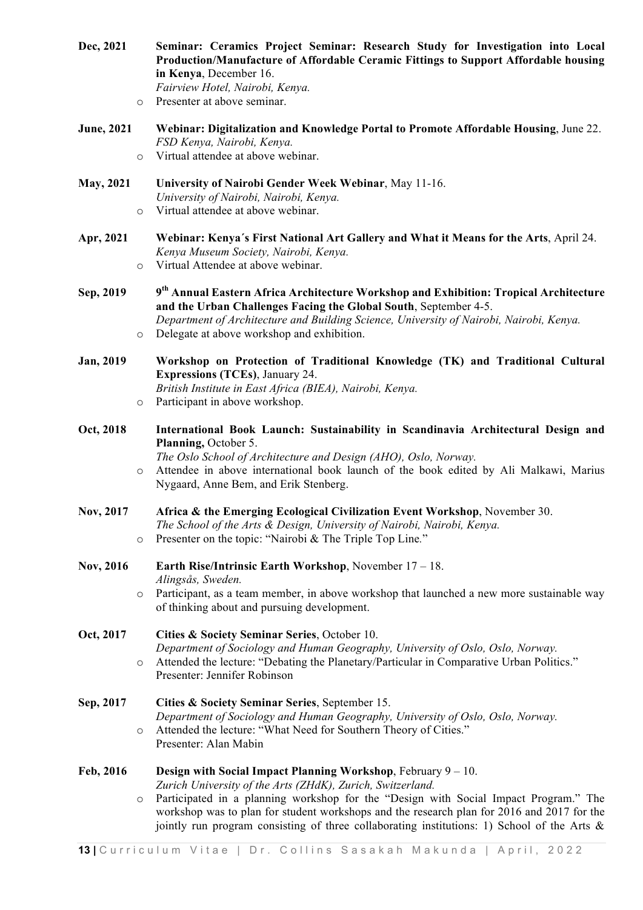**Dec, 2021** **Seminar: Ceramics Project Seminar: Research Study for Investigation into Local Production/Manufacture of Affordable Ceramic Fittings to Support Affordable housing in Kenya**, December 16.
*Fairview Hotel, Nairobi, Kenya.*
- Presenter at above seminar.

**June, 2021** **Webinar: Digitalization and Knowledge Portal to Promote Affordable Housing**, June 22.
*FSD Kenya, Nairobi, Kenya.*
- Virtual attendee at above webinar.

**May, 2021** **University of Nairobi Gender Week Webinar**, May 11-16.
*University of Nairobi, Nairobi, Kenya.*
- Virtual attendee at above webinar.

**Apr, 2021** **Webinar: Kenya´s First National Art Gallery and What it Means for the Arts**, April 24.
*Kenya Museum Society, Nairobi, Kenya.*
- Virtual Attendee at above webinar.

**Sep, 2019** **9th Annual Eastern Africa Architecture Workshop and Exhibition: Tropical Architecture and the Urban Challenges Facing the Global South**, September 4-5.
*Department of Architecture and Building Science, University of Nairobi, Nairobi, Kenya.*
- Delegate at above workshop and exhibition.

**Jan, 2019** **Workshop on Protection of Traditional Knowledge (TK) and Traditional Cultural Expressions (TCEs)**, January 24.
*British Institute in East Africa (BIEA), Nairobi, Kenya.*
- Participant in above workshop.

**Oct, 2018** **International Book Launch: Sustainability in Scandinavia Architectural Design and Planning,** October 5.
*The Oslo School of Architecture and Design (AHO), Oslo, Norway.*
- Attendee in above international book launch of the book edited by Ali Malkawi, Marius Nygaard, Anne Bem, and Erik Stenberg.

**Nov, 2017** **Africa & the Emerging Ecological Civilization Event Workshop**, November 30.
*The School of the Arts & Design, University of Nairobi, Nairobi, Kenya.*
- Presenter on the topic: "Nairobi & The Triple Top Line."

**Nov, 2016** **Earth Rise/Intrinsic Earth Workshop**, November 17 – 18.
*Alingsås, Sweden.*
- Participant, as a team member, in above workshop that launched a new more sustainable way of thinking about and pursuing development.

**Oct, 2017** **Cities & Society Seminar Series**, October 10.
*Department of Sociology and Human Geography, University of Oslo, Oslo, Norway.*
- Attended the lecture: "Debating the Planetary/Particular in Comparative Urban Politics." Presenter: Jennifer Robinson

**Sep, 2017** **Cities & Society Seminar Series**, September 15.
*Department of Sociology and Human Geography, University of Oslo, Oslo, Norway.*
- Attended the lecture: "What Need for Southern Theory of Cities." Presenter: Alan Mabin

**Feb, 2016** **Design with Social Impact Planning Workshop**, February 9 – 10.
*Zurich University of the Arts (ZHdK), Zurich, Switzerland.*
- Participated in a planning workshop for the "Design with Social Impact Program." The workshop was to plan for student workshops and the research plan for 2016 and 2017 for the jointly run program consisting of three collaborating institutions: 1) School of the Arts &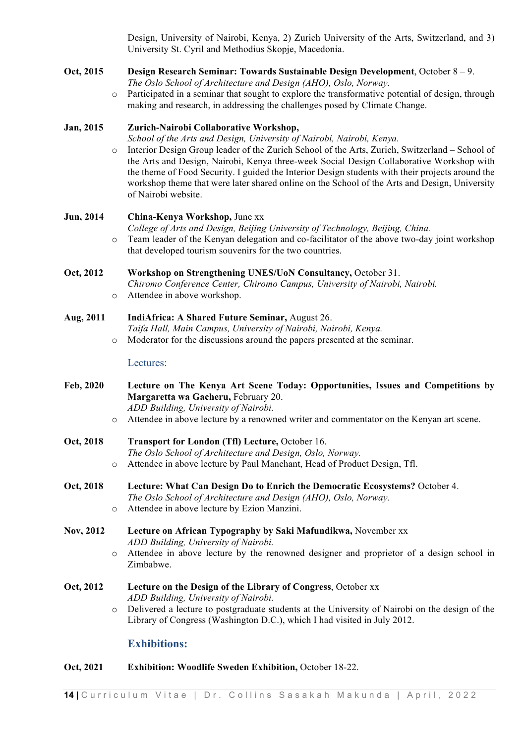Design, University of Nairobi, Kenya, 2) Zurich University of the Arts, Switzerland, and 3) University St. Cyril and Methodius Skopje, Macedonia.

**Oct, 2015** **Design Research Seminar: Towards Sustainable Design Development**, October 8 – 9.
*The Oslo School of Architecture and Design (AHO), Oslo, Norway.*

- Participated in a seminar that sought to explore the transformative potential of design, through making and research, in addressing the challenges posed by Climate Change.

**Jan, 2015** **Zurich-Nairobi Collaborative Workshop,**
*School of the Arts and Design, University of Nairobi, Nairobi, Kenya.*

- Interior Design Group leader of the Zurich School of the Arts, Zurich, Switzerland – School of the Arts and Design, Nairobi, Kenya three-week Social Design Collaborative Workshop with the theme of Food Security. I guided the Interior Design students with their projects around the workshop theme that were later shared online on the School of the Arts and Design, University of Nairobi website.

**Jun, 2014** **China-Kenya Workshop,** June xx
*College of Arts and Design, Beijing University of Technology, Beijing, China.*

- Team leader of the Kenyan delegation and co-facilitator of the above two-day joint workshop that developed tourism souvenirs for the two countries.

**Oct, 2012** **Workshop on Strengthening UNES/UoN Consultancy,** October 31.
*Chiromo Conference Center, Chiromo Campus, University of Nairobi, Nairobi.*

- Attendee in above workshop.

**Aug, 2011** **IndiAfrica: A Shared Future Seminar,** August 26.
*Taifa Hall, Main Campus, University of Nairobi, Nairobi, Kenya.*

- Moderator for the discussions around the papers presented at the seminar.

### Lectures:

**Feb, 2020** **Lecture on The Kenya Art Scene Today: Opportunities, Issues and Competitions by Margaretta wa Gacheru,** February 20.
*ADD Building, University of Nairobi.*

- Attendee in above lecture by a renowned writer and commentator on the Kenyan art scene.

**Oct, 2018** **Transport for London (Tfl) Lecture,** October 16.
*The Oslo School of Architecture and Design, Oslo, Norway.*

- Attendee in above lecture by Paul Manchant, Head of Product Design, Tfl.

**Oct, 2018** **Lecture: What Can Design Do to Enrich the Democratic Ecosystems?** October 4.
*The Oslo School of Architecture and Design (AHO), Oslo, Norway.*

- Attendee in above lecture by Ezion Manzini.

**Nov, 2012** **Lecture on African Typography by Saki Mafundikwa,** November xx
*ADD Building, University of Nairobi.*

- Attendee in above lecture by the renowned designer and proprietor of a design school in Zimbabwe.

**Oct, 2012** **Lecture on the Design of the Library of Congress**, October xx
*ADD Building, University of Nairobi.*

- Delivered a lecture to postgraduate students at the University of Nairobi on the design of the Library of Congress (Washington D.C.), which I had visited in July 2012.

### Exhibitions:

**Oct, 2021** **Exhibition: Woodlife Sweden Exhibition,** October 18-22.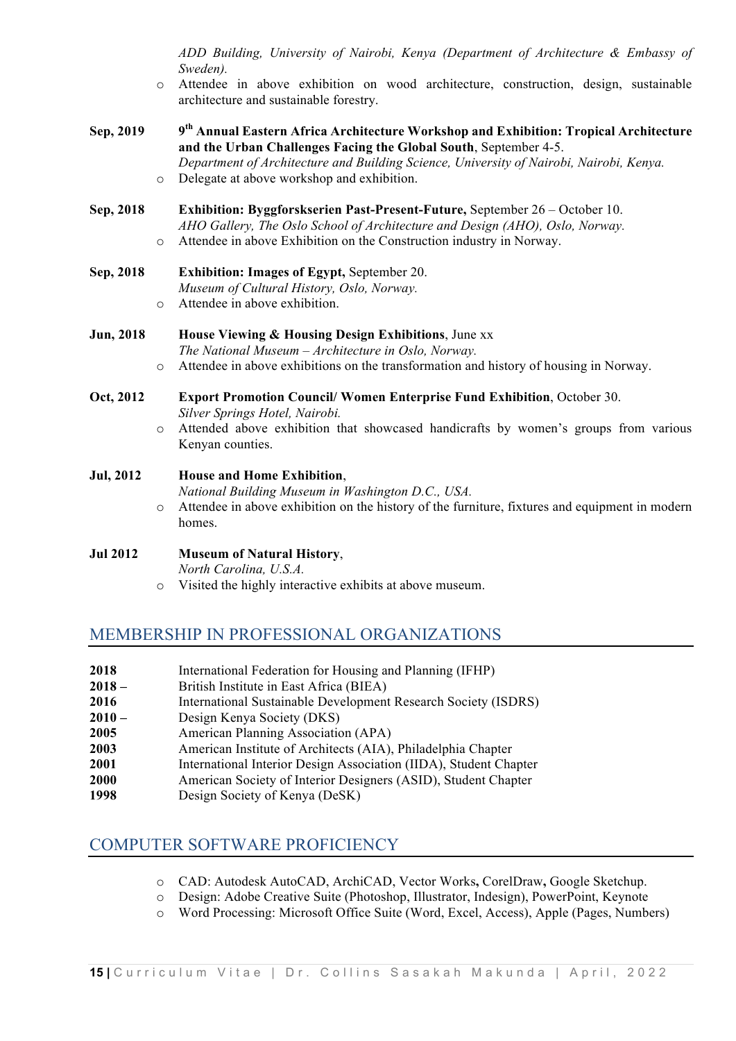*ADD Building, University of Nairobi, Kenya (Department of Architecture & Embassy of Sweden).*

- Attendee in above exhibition on wood architecture, construction, design, sustainable architecture and sustainable forestry.

**Sep, 2019** — **9th Annual Eastern Africa Architecture Workshop and Exhibition: Tropical Architecture and the Urban Challenges Facing the Global South**, September 4-5.
*Department of Architecture and Building Science, University of Nairobi, Nairobi, Kenya.*

- Delegate at above workshop and exhibition.

**Sep, 2018** — **Exhibition: Byggforskserien Past-Present-Future,** September 26 – October 10.
*AHO Gallery, The Oslo School of Architecture and Design (AHO), Oslo, Norway.*

- Attendee in above Exhibition on the Construction industry in Norway.

**Sep, 2018** — **Exhibition: Images of Egypt,** September 20.
*Museum of Cultural History, Oslo, Norway.*

- Attendee in above exhibition.

**Jun, 2018** — **House Viewing & Housing Design Exhibitions**, June xx
*The National Museum – Architecture in Oslo, Norway.*

- Attendee in above exhibitions on the transformation and history of housing in Norway.

**Oct, 2012** — **Export Promotion Council/ Women Enterprise Fund Exhibition**, October 30.
*Silver Springs Hotel, Nairobi.*

- Attended above exhibition that showcased handicrafts by women's groups from various Kenyan counties.

**Jul, 2012** — **House and Home Exhibition**,
*National Building Museum in Washington D.C., USA.*

- Attendee in above exhibition on the history of the furniture, fixtures and equipment in modern homes.

**Jul 2012** — **Museum of Natural History**,
*North Carolina, U.S.A.*

- Visited the highly interactive exhibits at above museum.

## MEMBERSHIP IN PROFESSIONAL ORGANIZATIONS

**2018** — International Federation for Housing and Planning (IFHP)
**2018 –** — British Institute in East Africa (BIEA)
**2016** — International Sustainable Development Research Society (ISDRS)
**2010 –** — Design Kenya Society (DKS)
**2005** — American Planning Association (APA)
**2003** — American Institute of Architects (AIA), Philadelphia Chapter
**2001** — International Interior Design Association (IIDA), Student Chapter
**2000** — American Society of Interior Designers (ASID), Student Chapter
**1998** — Design Society of Kenya (DeSK)

## COMPUTER SOFTWARE PROFICIENCY

- CAD: Autodesk AutoCAD, ArchiCAD, Vector Works**,** CorelDraw**,** Google Sketchup.
- Design: Adobe Creative Suite (Photoshop, Illustrator, Indesign), PowerPoint, Keynote
- Word Processing: Microsoft Office Suite (Word, Excel, Access), Apple (Pages, Numbers)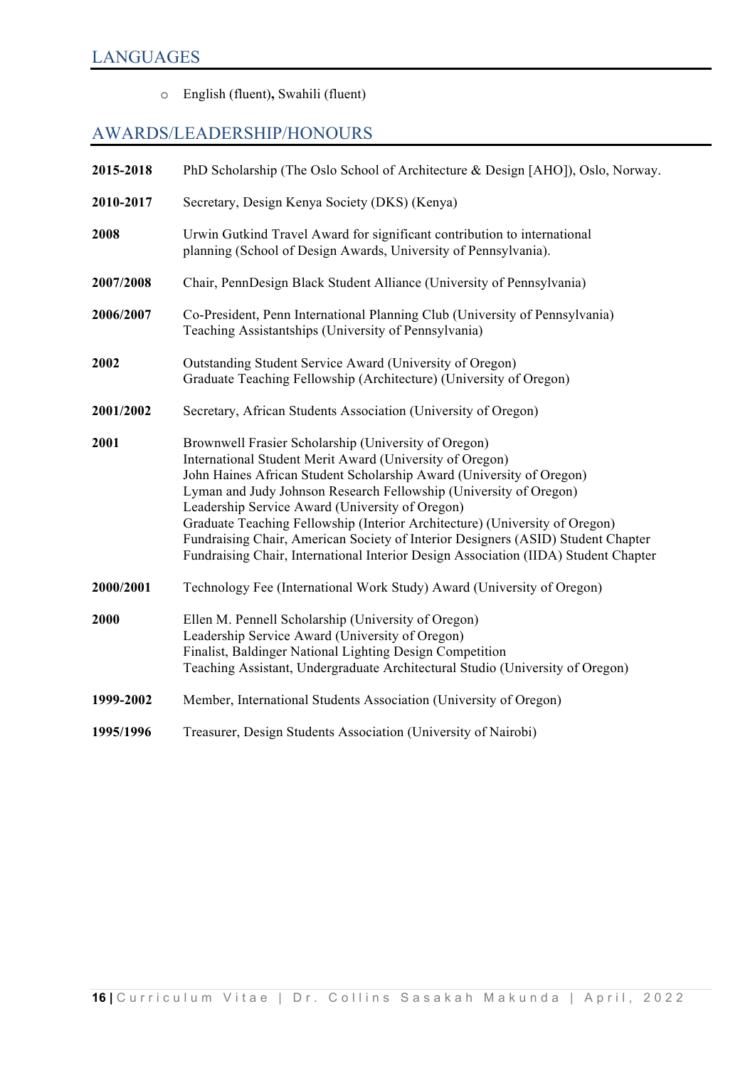## LANGUAGES

- English (fluent), Swahili (fluent)

## AWARDS/LEADERSHIP/HONOURS

**2015-2018** PhD Scholarship (The Oslo School of Architecture & Design [AHO]), Oslo, Norway.

**2010-2017** Secretary, Design Kenya Society (DKS) (Kenya)

**2008** Urwin Gutkind Travel Award for significant contribution to international planning (School of Design Awards, University of Pennsylvania).

**2007/2008** Chair, PennDesign Black Student Alliance (University of Pennsylvania)

**2006/2007** Co-President, Penn International Planning Club (University of Pennsylvania)
Teaching Assistantships (University of Pennsylvania)

**2002** Outstanding Student Service Award (University of Oregon)
Graduate Teaching Fellowship (Architecture) (University of Oregon)

**2001/2002** Secretary, African Students Association (University of Oregon)

**2001** Brownwell Frasier Scholarship (University of Oregon)
International Student Merit Award (University of Oregon)
John Haines African Student Scholarship Award (University of Oregon)
Lyman and Judy Johnson Research Fellowship (University of Oregon)
Leadership Service Award (University of Oregon)
Graduate Teaching Fellowship (Interior Architecture) (University of Oregon)
Fundraising Chair, American Society of Interior Designers (ASID) Student Chapter
Fundraising Chair, International Interior Design Association (IIDA) Student Chapter

**2000/2001** Technology Fee (International Work Study) Award (University of Oregon)

**2000** Ellen M. Pennell Scholarship (University of Oregon)
Leadership Service Award (University of Oregon)
Finalist, Baldinger National Lighting Design Competition
Teaching Assistant, Undergraduate Architectural Studio (University of Oregon)

**1999-2002** Member, International Students Association (University of Oregon)

**1995/1996** Treasurer, Design Students Association (University of Nairobi)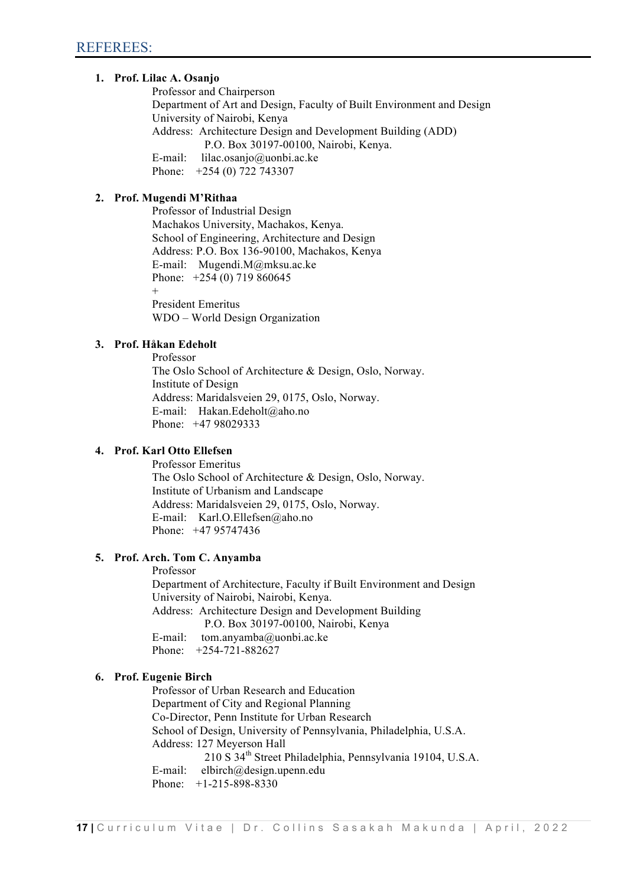## REFEREES:

1. **Prof. Lilac A. Osanjo**
   Professor and Chairperson
   Department of Art and Design, Faculty of Built Environment and Design
   University of Nairobi, Kenya
   Address: Architecture Design and Development Building (ADD)
   P.O. Box 30197-00100, Nairobi, Kenya.
   E-mail: lilac.osanjo@uonbi.ac.ke
   Phone: +254 (0) 722 743307

2. **Prof. Mugendi M'Rithaa**
   Professor of Industrial Design
   Machakos University, Machakos, Kenya.
   School of Engineering, Architecture and Design
   Address: P.O. Box 136-90100, Machakos, Kenya
   E-mail: Mugendi.M@mksu.ac.ke
   Phone: +254 (0) 719 860645
   +
   President Emeritus
   WDO – World Design Organization

3. **Prof. Håkan Edeholt**
   Professor
   The Oslo School of Architecture & Design, Oslo, Norway.
   Institute of Design
   Address: Maridalsveien 29, 0175, Oslo, Norway.
   E-mail: Hakan.Edeholt@aho.no
   Phone: +47 98029333

4. **Prof. Karl Otto Ellefsen**
   Professor Emeritus
   The Oslo School of Architecture & Design, Oslo, Norway.
   Institute of Urbanism and Landscape
   Address: Maridalsveien 29, 0175, Oslo, Norway.
   E-mail: Karl.O.Ellefsen@aho.no
   Phone: +47 95747436

5. **Prof. Arch. Tom C. Anyamba**
   Professor
   Department of Architecture, Faculty if Built Environment and Design
   University of Nairobi, Nairobi, Kenya.
   Address: Architecture Design and Development Building
   P.O. Box 30197-00100, Nairobi, Kenya
   E-mail: tom.anyamba@uonbi.ac.ke
   Phone: +254-721-882627

6. **Prof. Eugenie Birch**
   Professor of Urban Research and Education
   Department of City and Regional Planning
   Co-Director, Penn Institute for Urban Research
   School of Design, University of Pennsylvania, Philadelphia, U.S.A.
   Address: 127 Meyerson Hall
   210 S 34th Street Philadelphia, Pennsylvania 19104, U.S.A.
   E-mail: elbirch@design.upenn.edu
   Phone: +1-215-898-8330